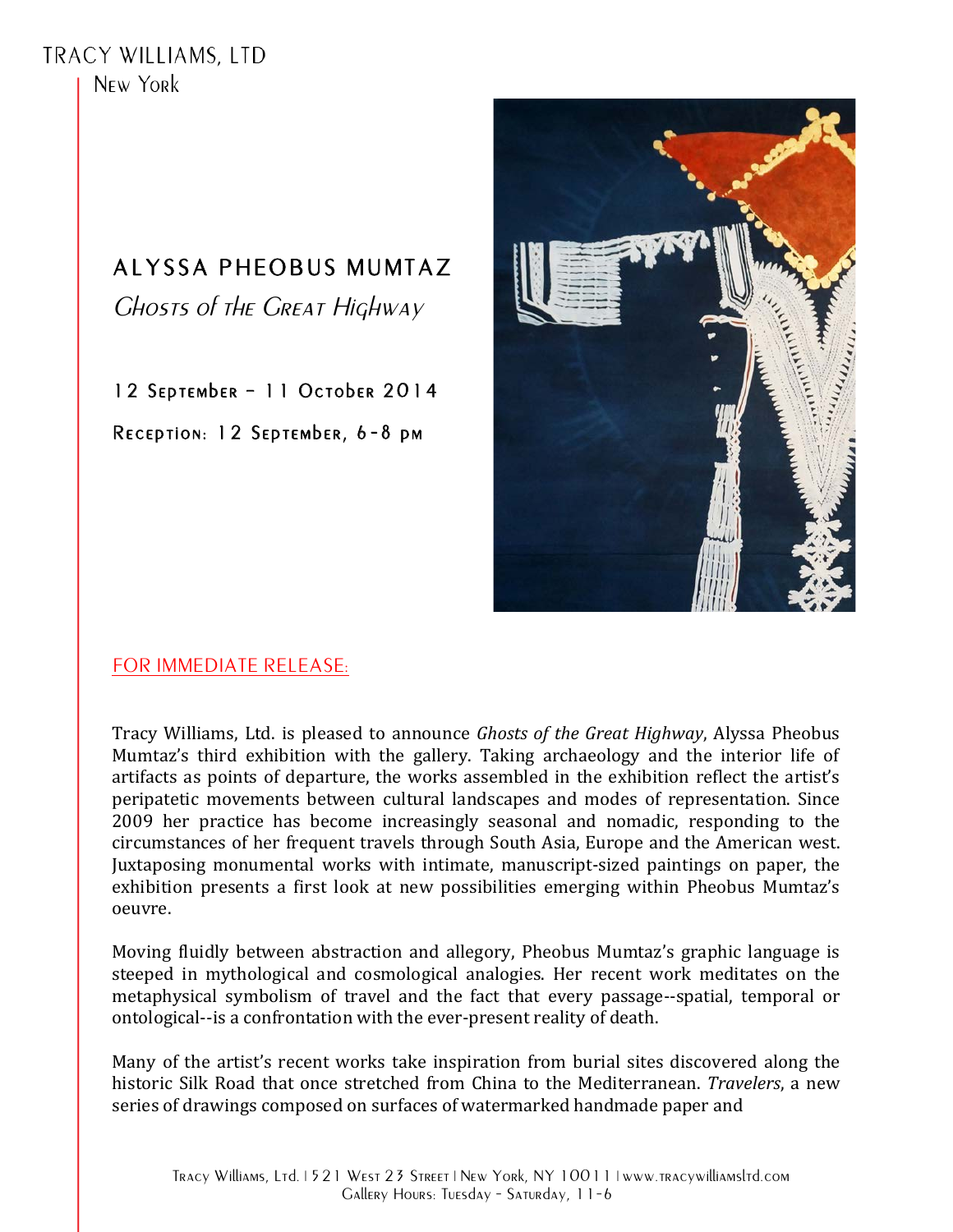TRACY WILLIAMS, LTD
New York

# ALYSSA PHEOBUS MUMTAZ

## *Ghosts of the Great Highway*

12 September – 11 October 2014

Reception: 12 September, 6-8 pm

FOR IMMEDIATE RELEASE:

Tracy Williams, Ltd. is pleased to announce *Ghosts of the Great Highway*, Alyssa Pheobus Mumtaz's third exhibition with the gallery. Taking archaeology and the interior life of artifacts as points of departure, the works assembled in the exhibition reflect the artist's peripatetic movements between cultural landscapes and modes of representation. Since 2009 her practice has become increasingly seasonal and nomadic, responding to the circumstances of her frequent travels through South Asia, Europe and the American west. Juxtaposing monumental works with intimate, manuscript-sized paintings on paper, the exhibition presents a first look at new possibilities emerging within Pheobus Mumtaz's oeuvre.

Moving fluidly between abstraction and allegory, Pheobus Mumtaz's graphic language is steeped in mythological and cosmological analogies. Her recent work meditates on the metaphysical symbolism of travel and the fact that every passage--spatial, temporal or ontological--is a confrontation with the ever-present reality of death.

Many of the artist's recent works take inspiration from burial sites discovered along the historic Silk Road that once stretched from China to the Mediterranean. *Travelers*, a new series of drawings composed on surfaces of watermarked handmade paper and

Tracy Williams, Ltd. | 521 West 23 Street | New York, NY 10011 | www.tracywilliamsltd.com
Gallery Hours: Tuesday – Saturday, 11-6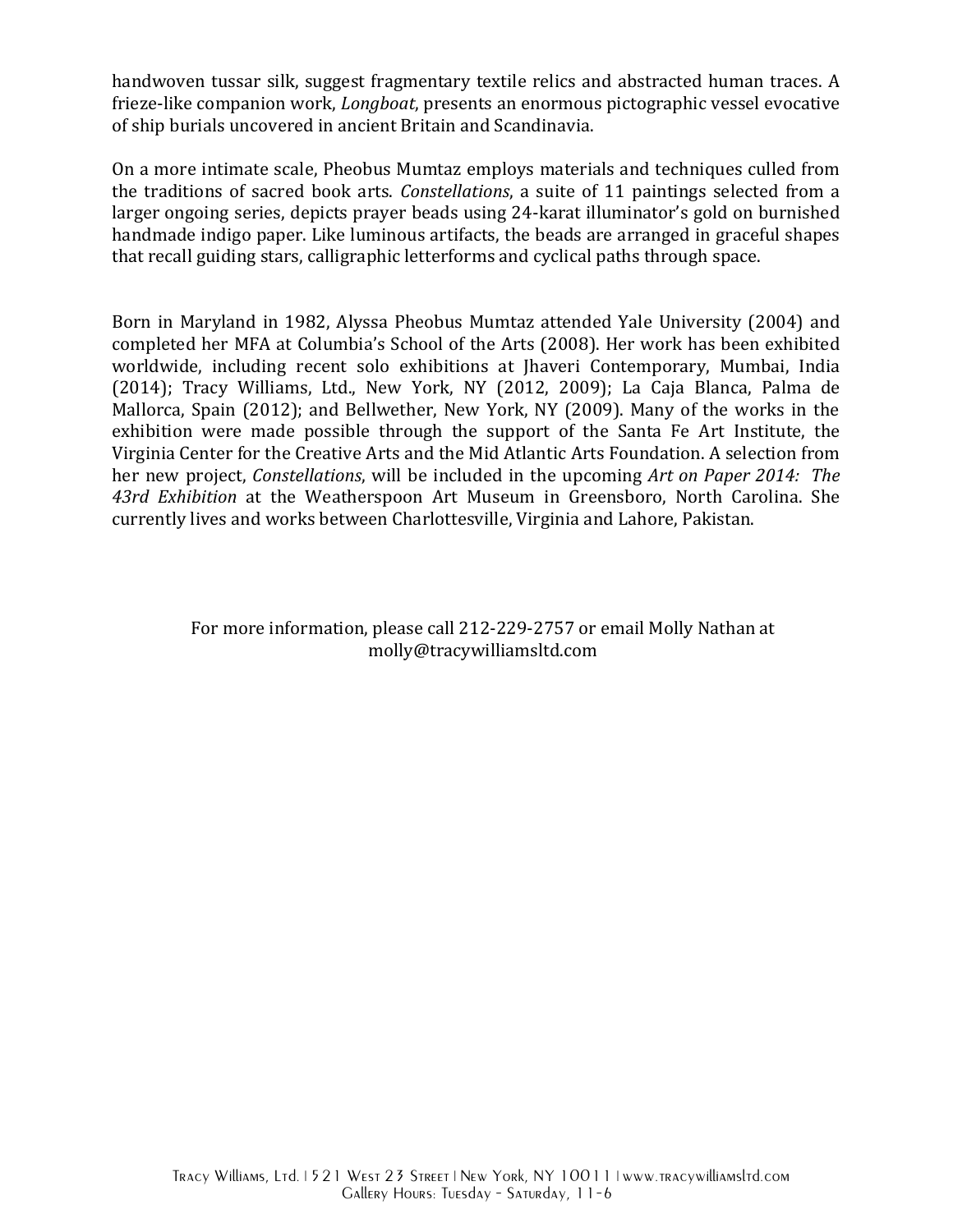handwoven tussar silk, suggest fragmentary textile relics and abstracted human traces. A frieze-like companion work, *Longboat*, presents an enormous pictographic vessel evocative of ship burials uncovered in ancient Britain and Scandinavia.

On a more intimate scale, Pheobus Mumtaz employs materials and techniques culled from the traditions of sacred book arts. *Constellations*, a suite of 11 paintings selected from a larger ongoing series, depicts prayer beads using 24-karat illuminator's gold on burnished handmade indigo paper. Like luminous artifacts, the beads are arranged in graceful shapes that recall guiding stars, calligraphic letterforms and cyclical paths through space.

Born in Maryland in 1982, Alyssa Pheobus Mumtaz attended Yale University (2004) and completed her MFA at Columbia's School of the Arts (2008). Her work has been exhibited worldwide, including recent solo exhibitions at Jhaveri Contemporary, Mumbai, India (2014); Tracy Williams, Ltd., New York, NY (2012, 2009); La Caja Blanca, Palma de Mallorca, Spain (2012); and Bellwether, New York, NY (2009). Many of the works in the exhibition were made possible through the support of the Santa Fe Art Institute, the Virginia Center for the Creative Arts and the Mid Atlantic Arts Foundation. A selection from her new project, *Constellations*, will be included in the upcoming *Art on Paper 2014: The 43rd Exhibition* at the Weatherspoon Art Museum in Greensboro, North Carolina. She currently lives and works between Charlottesville, Virginia and Lahore, Pakistan.

For more information, please call 212-229-2757 or email Molly Nathan at molly@tracywilliamsltd.com